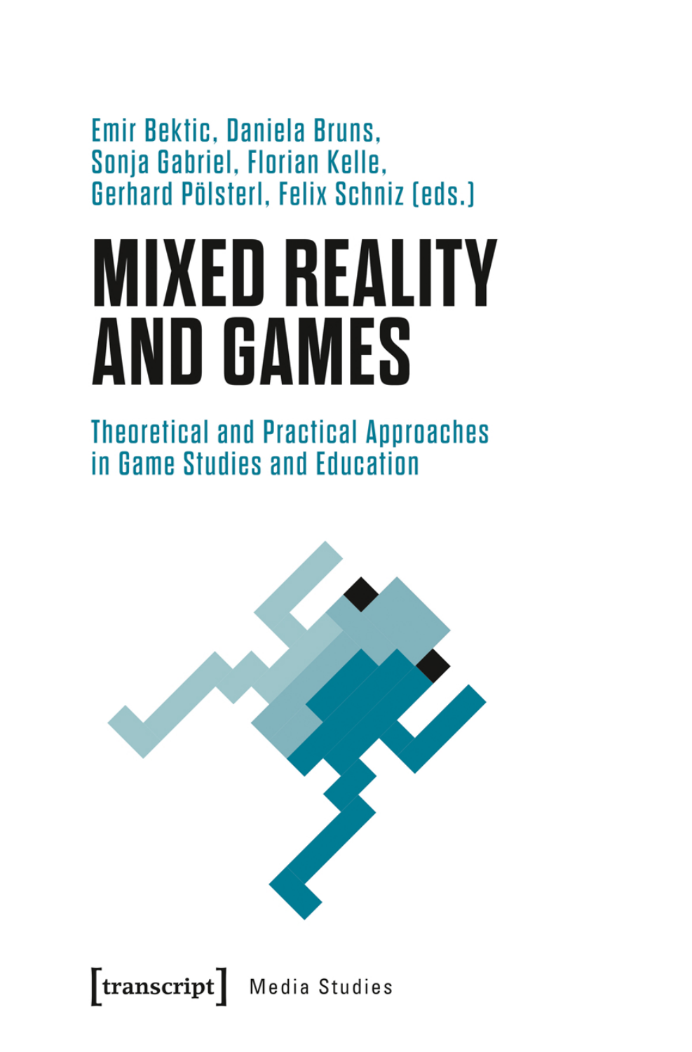Emir Bektic, Daniela Bruns, Sonja Gabriel, Florian Kelle, Gerhard Pölsterl, Felix Schniz (eds.)

# MIXED REALITY AND GAMES

## Theoretical and Practical Approaches in Game Studies and Education

[transcript] Media Studies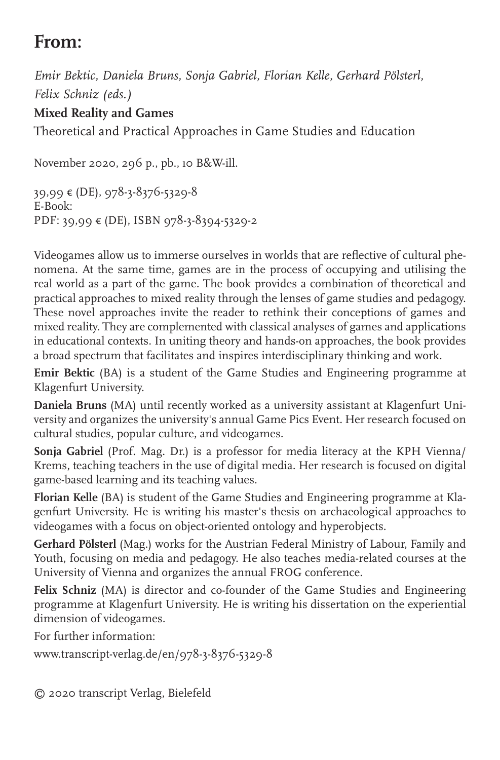# From:

*Emir Bektic, Daniela Bruns, Sonja Gabriel, Florian Kelle, Gerhard Pölsterl, Felix Schniz (eds.)*

**Mixed Reality and Games**

Theoretical and Practical Approaches in Game Studies and Education

November 2020, 296 p., pb., 10 B&W-ill.

39,99 € (DE), 978-3-8376-5329-8
E-Book:
PDF: 39,99 € (DE), ISBN 978-3-8394-5329-2

Videogames allow us to immerse ourselves in worlds that are reflective of cultural phenomena. At the same time, games are in the process of occupying and utilising the real world as a part of the game. The book provides a combination of theoretical and practical approaches to mixed reality through the lenses of game studies and pedagogy. These novel approaches invite the reader to rethink their conceptions of games and mixed reality. They are complemented with classical analyses of games and applications in educational contexts. In uniting theory and hands-on approaches, the book provides a broad spectrum that facilitates and inspires interdisciplinary thinking and work.

**Emir Bektic** (BA) is a student of the Game Studies and Engineering programme at Klagenfurt University.

**Daniela Bruns** (MA) until recently worked as a university assistant at Klagenfurt University and organizes the university's annual Game Pics Event. Her research focused on cultural studies, popular culture, and videogames.

**Sonja Gabriel** (Prof. Mag. Dr.) is a professor for media literacy at the KPH Vienna/ Krems, teaching teachers in the use of digital media. Her research is focused on digital game-based learning and its teaching values.

**Florian Kelle** (BA) is student of the Game Studies and Engineering programme at Klagenfurt University. He is writing his master's thesis on archaeological approaches to videogames with a focus on object-oriented ontology and hyperobjects.

**Gerhard Pölsterl** (Mag.) works for the Austrian Federal Ministry of Labour, Family and Youth, focusing on media and pedagogy. He also teaches media-related courses at the University of Vienna and organizes the annual FROG conference.

**Felix Schniz** (MA) is director and co-founder of the Game Studies and Engineering programme at Klagenfurt University. He is writing his dissertation on the experiential dimension of videogames.

For further information:

www.transcript-verlag.de/en/978-3-8376-5329-8

© 2020 transcript Verlag, Bielefeld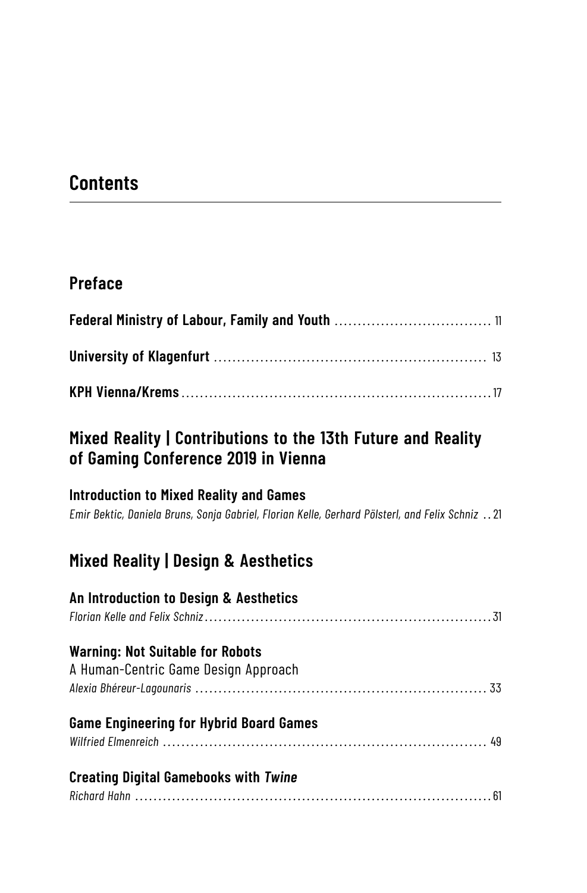# Contents

## Preface

**Federal Ministry of Labour, Family and Youth** ................................. 11

**University of Klagenfurt** .......................................................... 13

**KPH Vienna/Krems** .................................................................. 17

## Mixed Reality | Contributions to the 13th Future and Reality of Gaming Conference 2019 in Vienna

**Introduction to Mixed Reality and Games**
*Emir Bektic, Daniela Bruns, Sonja Gabriel, Florian Kelle, Gerhard Pölsterl, and Felix Schniz* .. 21

## Mixed Reality | Design & Aesthetics

**An Introduction to Design & Aesthetics**
*Florian Kelle and Felix Schniz* .............................................................. 31

**Warning: Not Suitable for Robots**
A Human-Centric Game Design Approach
*Alexia Bhéreur-Lagounaris* ............................................................... 33

**Game Engineering for Hybrid Board Games**
*Wilfried Elmenreich* ...................................................................... 49

**Creating Digital Gamebooks with *Twine***
*Richard Hahn* ............................................................................. 61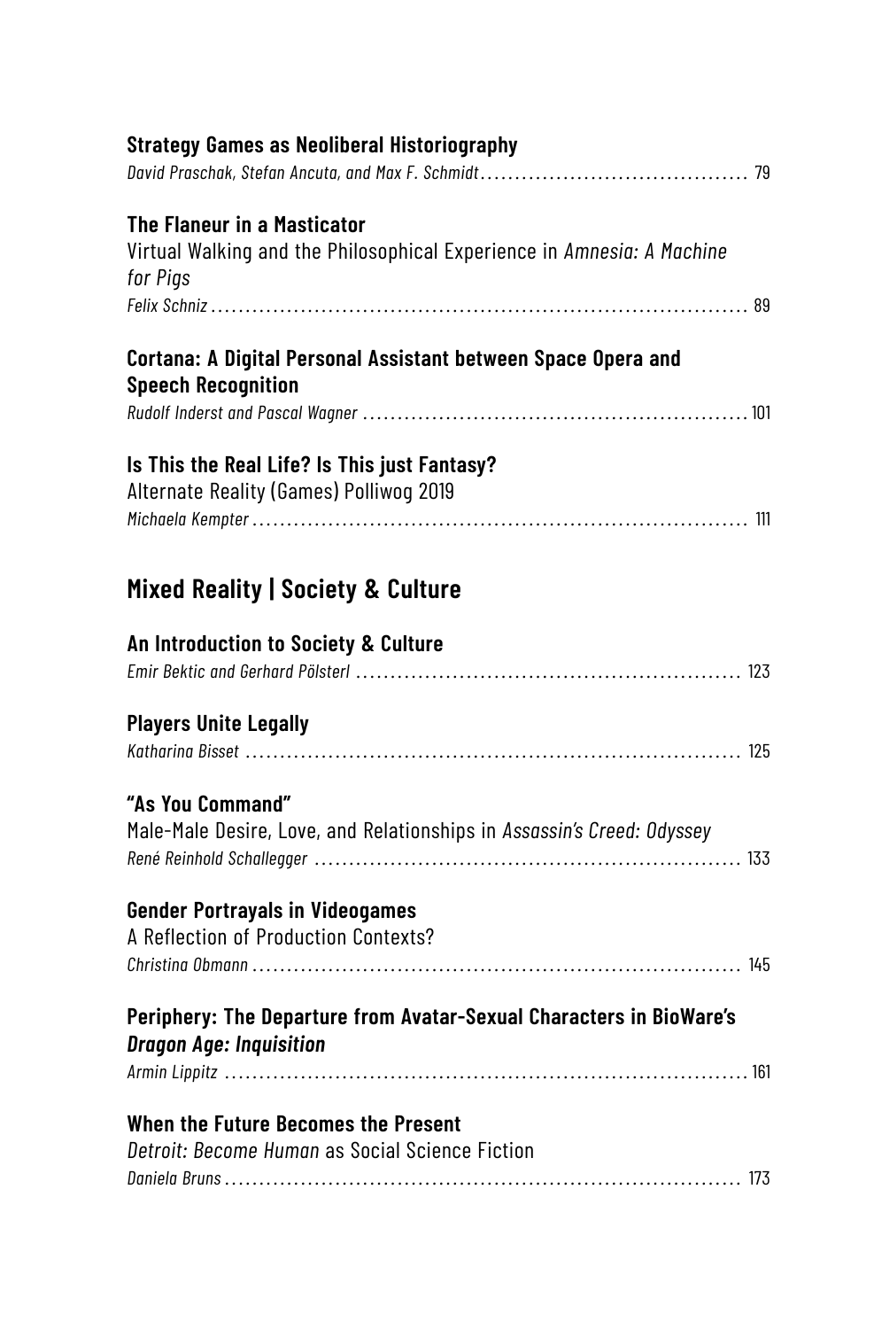**Strategy Games as Neoliberal Historiography**
*David Praschak, Stefan Ancuta, and Max F. Schmidt* ........................................ 79

**The Flaneur in a Masticator**
Virtual Walking and the Philosophical Experience in *Amnesia: A Machine for Pigs*
*Felix Schniz* ........................................................................................ 89

**Cortana: A Digital Personal Assistant between Space Opera and Speech Recognition**
*Rudolf Inderst and Pascal Wagner* .................................................................. 101

**Is This the Real Life? Is This just Fantasy?**
Alternate Reality (Games) Polliwog 2019
*Michaela Kempter* ................................................................................. 111

## Mixed Reality | Society & Culture

**An Introduction to Society & Culture**
*Emir Bektic and Gerhard Pölsterl* .................................................................. 123

**Players Unite Legally**
*Katharina Bisset* .................................................................................. 125

**"As You Command"**
Male-Male Desire, Love, and Relationships in *Assassin's Creed: Odyssey*
*René Reinhold Schallegger* ........................................................................ 133

**Gender Portrayals in Videogames**
A Reflection of Production Contexts?
*Christina Obmann* ................................................................................. 145

**Periphery: The Departure from Avatar-Sexual Characters in BioWare's *Dragon Age: Inquisition***
*Armin Lippitz* ..................................................................................... 161

**When the Future Becomes the Present**
*Detroit: Become Human* as Social Science Fiction
*Daniela Bruns* ..................................................................................... 173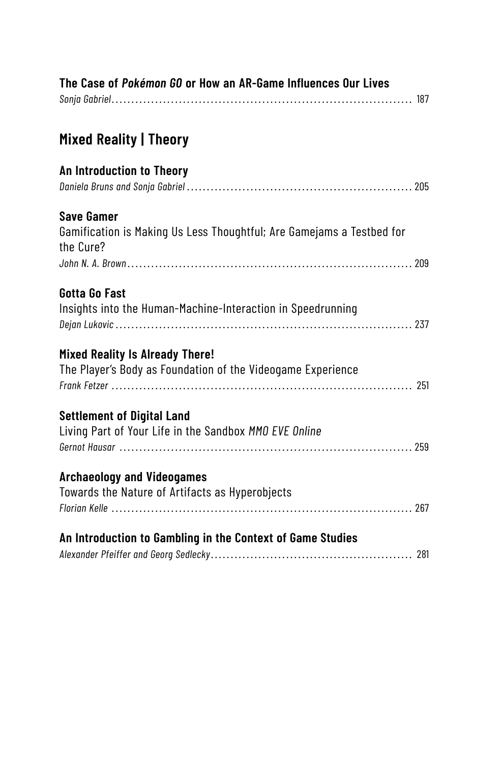**The Case of *Pokémon GO* or How an AR-Game Influences Our Lives**
*Sonja Gabriel* ........ 187

## Mixed Reality | Theory

**An Introduction to Theory**
*Daniela Bruns and Sonja Gabriel* ........ 205

**Save Gamer**
Gamification is Making Us Less Thoughtful; Are Gamejams a Testbed for the Cure?
*John N. A. Brown* ........ 209

**Gotta Go Fast**
Insights into the Human-Machine-Interaction in Speedrunning
*Dejan Lukovic* ........ 237

**Mixed Reality Is Already There!**
The Player's Body as Foundation of the Videogame Experience
*Frank Fetzer* ........ 251

**Settlement of Digital Land**
Living Part of Your Life in the Sandbox *MMO EVE Online*
*Gernot Hausar* ........ 259

**Archaeology and Videogames**
Towards the Nature of Artifacts as Hyperobjects
*Florian Kelle* ........ 267

**An Introduction to Gambling in the Context of Game Studies**
*Alexander Pfeiffer and Georg Sedlecky* ........ 281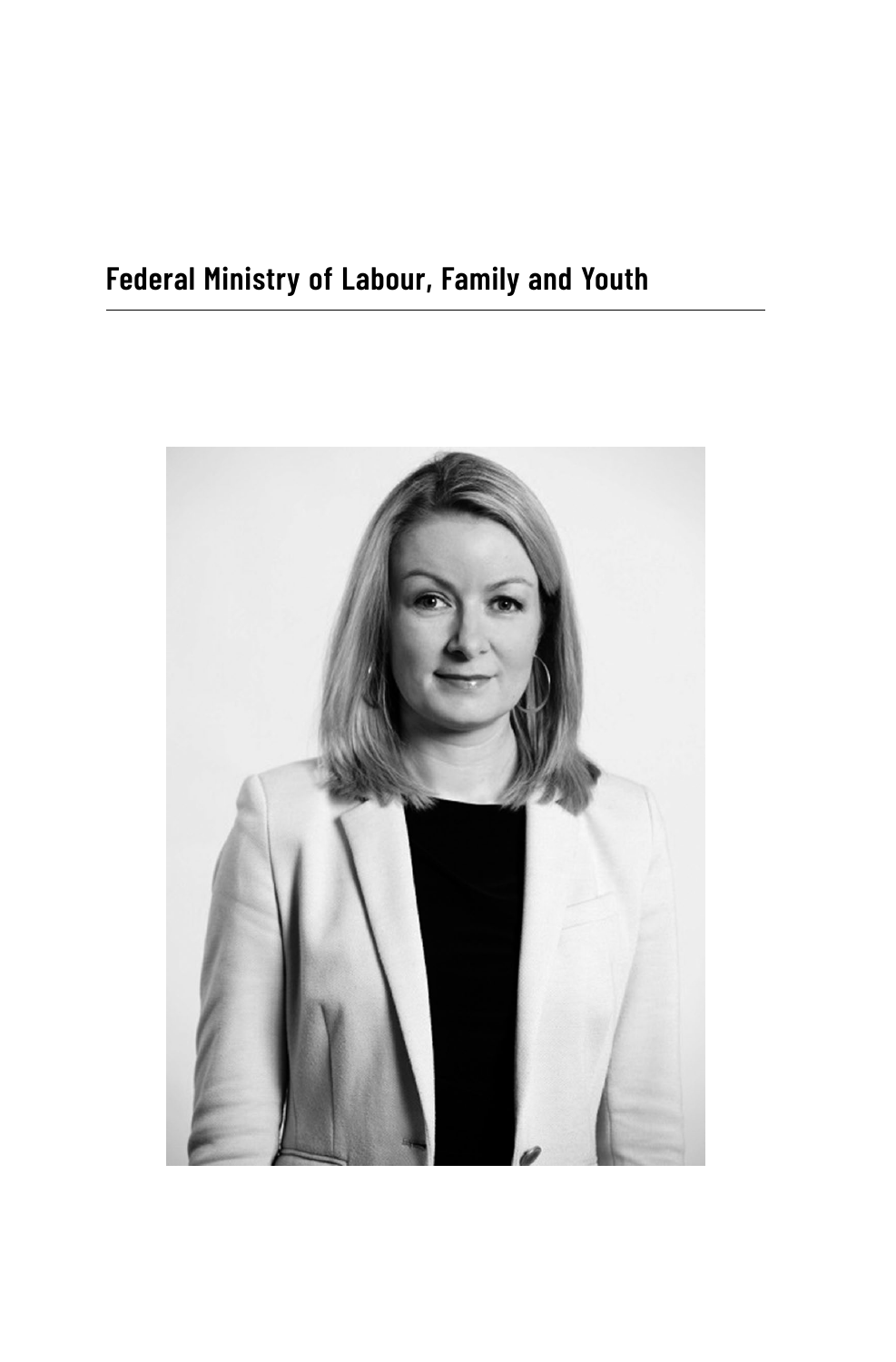## Federal Ministry of Labour, Family and Youth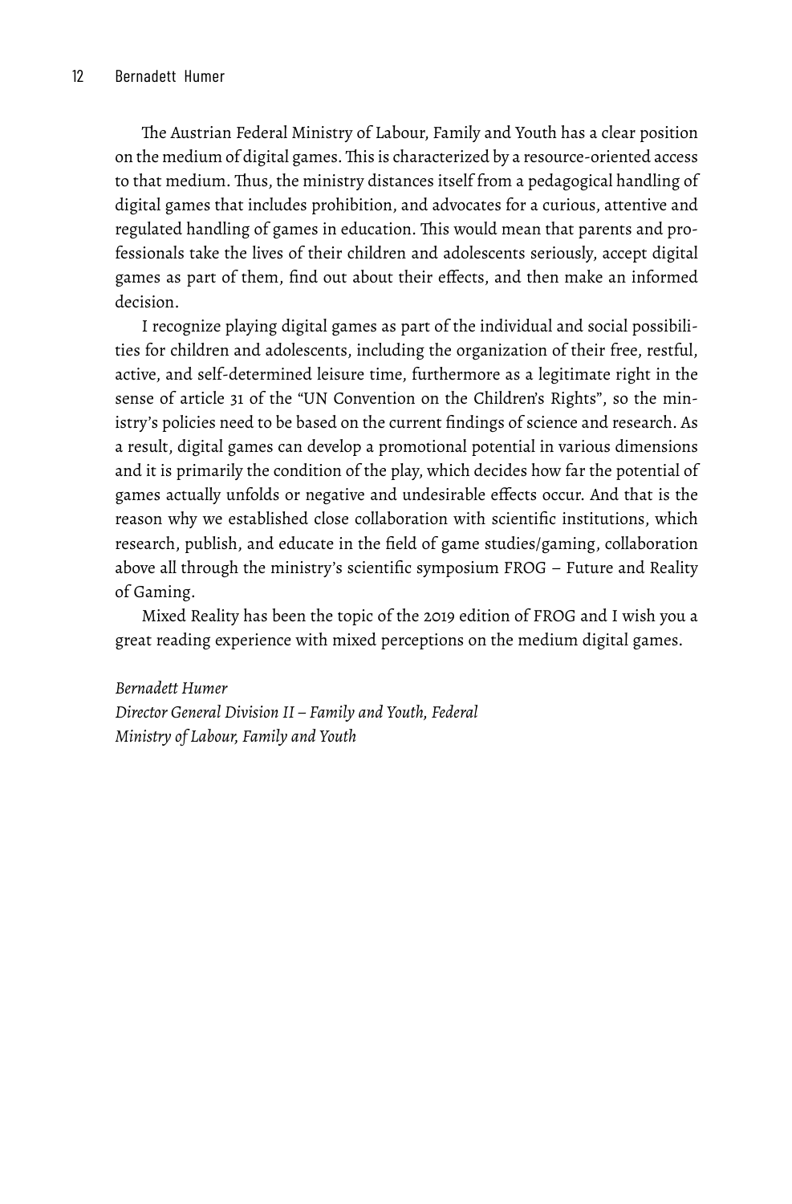The Austrian Federal Ministry of Labour, Family and Youth has a clear position on the medium of digital games. This is characterized by a resource-oriented access to that medium. Thus, the ministry distances itself from a pedagogical handling of digital games that includes prohibition, and advocates for a curious, attentive and regulated handling of games in education. This would mean that parents and professionals take the lives of their children and adolescents seriously, accept digital games as part of them, find out about their effects, and then make an informed decision.

I recognize playing digital games as part of the individual and social possibilities for children and adolescents, including the organization of their free, restful, active, and self-determined leisure time, furthermore as a legitimate right in the sense of article 31 of the "UN Convention on the Children's Rights", so the ministry's policies need to be based on the current findings of science and research. As a result, digital games can develop a promotional potential in various dimensions and it is primarily the condition of the play, which decides how far the potential of games actually unfolds or negative and undesirable effects occur. And that is the reason why we established close collaboration with scientific institutions, which research, publish, and educate in the field of game studies/gaming, collaboration above all through the ministry's scientific symposium FROG – Future and Reality of Gaming.

Mixed Reality has been the topic of the 2019 edition of FROG and I wish you a great reading experience with mixed perceptions on the medium digital games.

*Bernadett Humer*
*Director General Division II – Family and Youth, Federal Ministry of Labour, Family and Youth*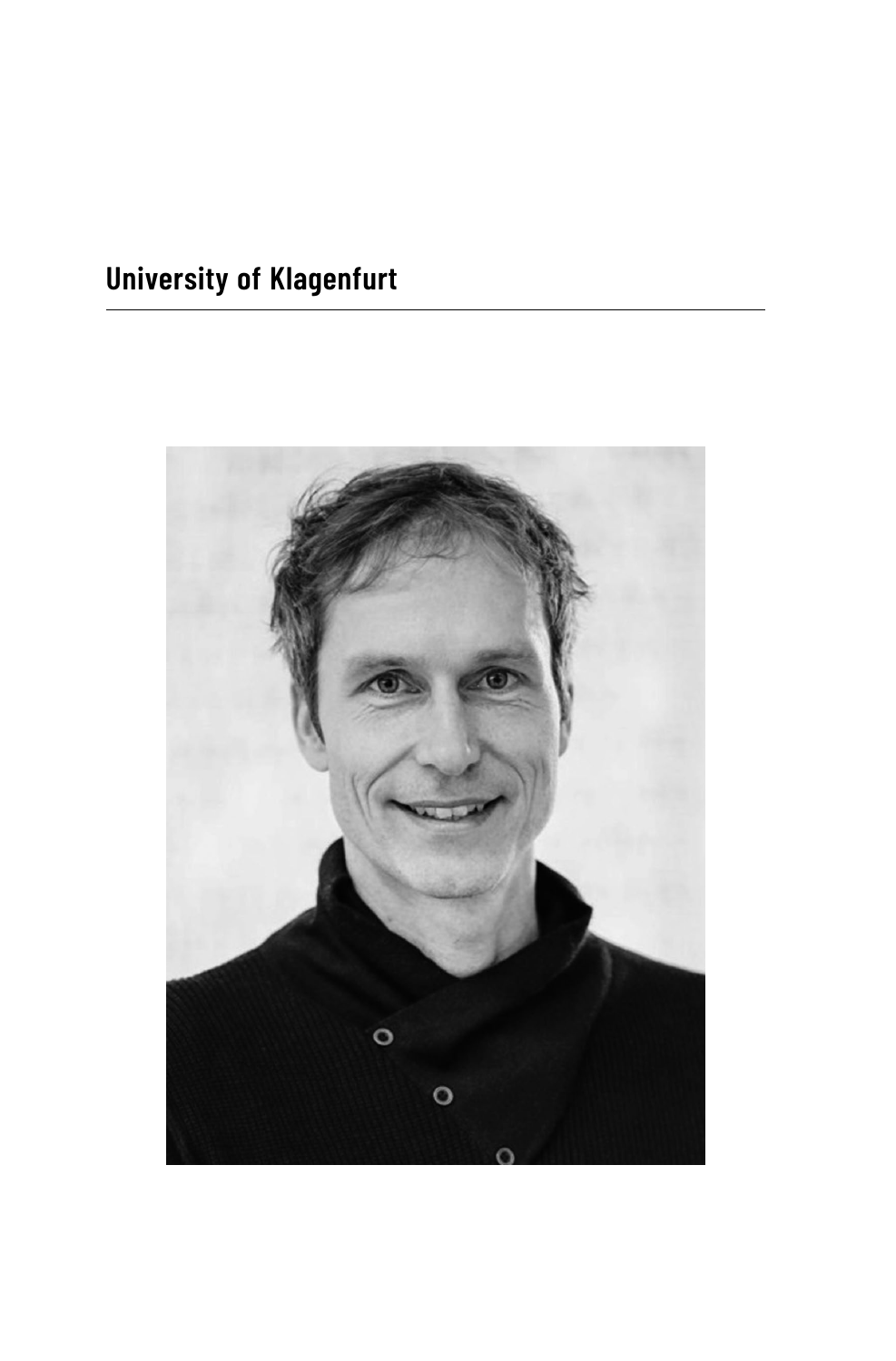## University of Klagenfurt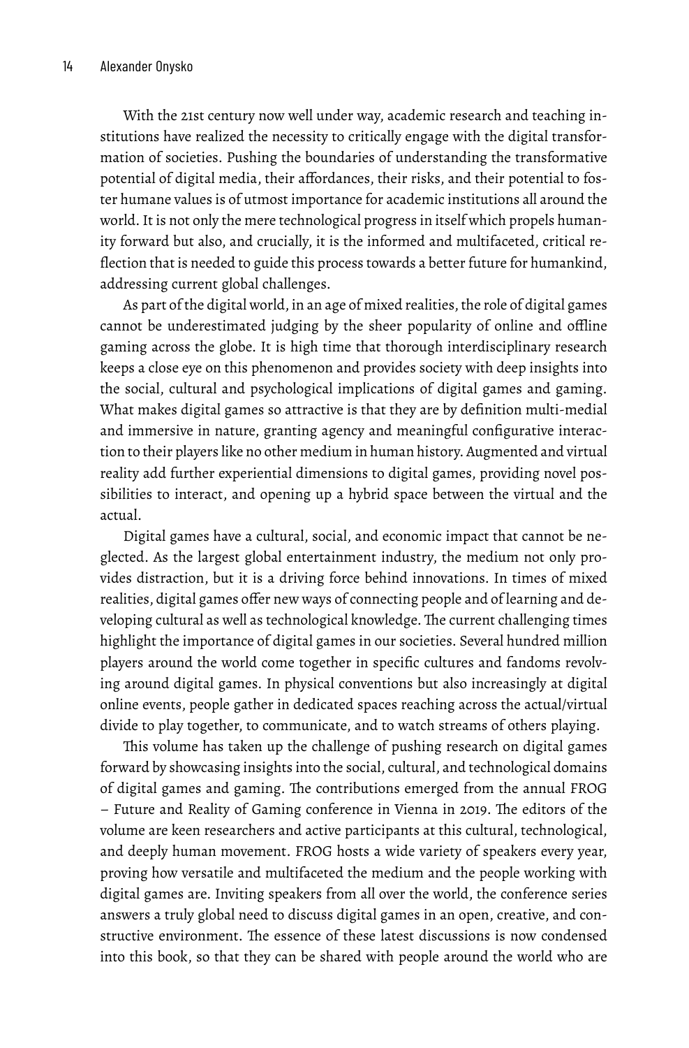With the 21st century now well under way, academic research and teaching institutions have realized the necessity to critically engage with the digital transformation of societies. Pushing the boundaries of understanding the transformative potential of digital media, their affordances, their risks, and their potential to foster humane values is of utmost importance for academic institutions all around the world. It is not only the mere technological progress in itself which propels humanity forward but also, and crucially, it is the informed and multifaceted, critical reflection that is needed to guide this process towards a better future for humankind, addressing current global challenges.

As part of the digital world, in an age of mixed realities, the role of digital games cannot be underestimated judging by the sheer popularity of online and offline gaming across the globe. It is high time that thorough interdisciplinary research keeps a close eye on this phenomenon and provides society with deep insights into the social, cultural and psychological implications of digital games and gaming. What makes digital games so attractive is that they are by definition multi-medial and immersive in nature, granting agency and meaningful configurative interaction to their players like no other medium in human history. Augmented and virtual reality add further experiential dimensions to digital games, providing novel possibilities to interact, and opening up a hybrid space between the virtual and the actual.

Digital games have a cultural, social, and economic impact that cannot be neglected. As the largest global entertainment industry, the medium not only provides distraction, but it is a driving force behind innovations. In times of mixed realities, digital games offer new ways of connecting people and of learning and developing cultural as well as technological knowledge. The current challenging times highlight the importance of digital games in our societies. Several hundred million players around the world come together in specific cultures and fandoms revolving around digital games. In physical conventions but also increasingly at digital online events, people gather in dedicated spaces reaching across the actual/virtual divide to play together, to communicate, and to watch streams of others playing.

This volume has taken up the challenge of pushing research on digital games forward by showcasing insights into the social, cultural, and technological domains of digital games and gaming. The contributions emerged from the annual FROG – Future and Reality of Gaming conference in Vienna in 2019. The editors of the volume are keen researchers and active participants at this cultural, technological, and deeply human movement. FROG hosts a wide variety of speakers every year, proving how versatile and multifaceted the medium and the people working with digital games are. Inviting speakers from all over the world, the conference series answers a truly global need to discuss digital games in an open, creative, and constructive environment. The essence of these latest discussions is now condensed into this book, so that they can be shared with people around the world who are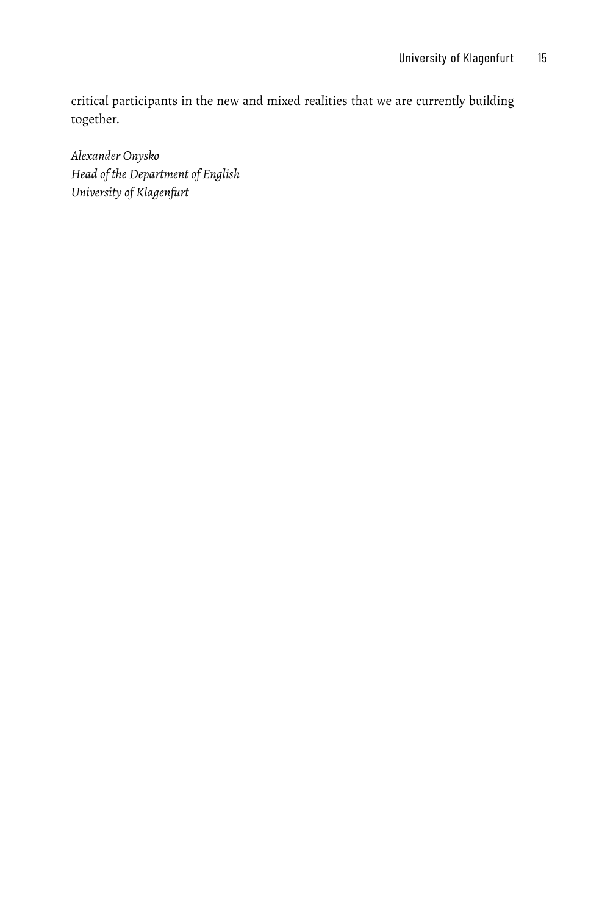critical participants in the new and mixed realities that we are currently building together.

*Alexander Onysko*
*Head of the Department of English*
*University of Klagenfurt*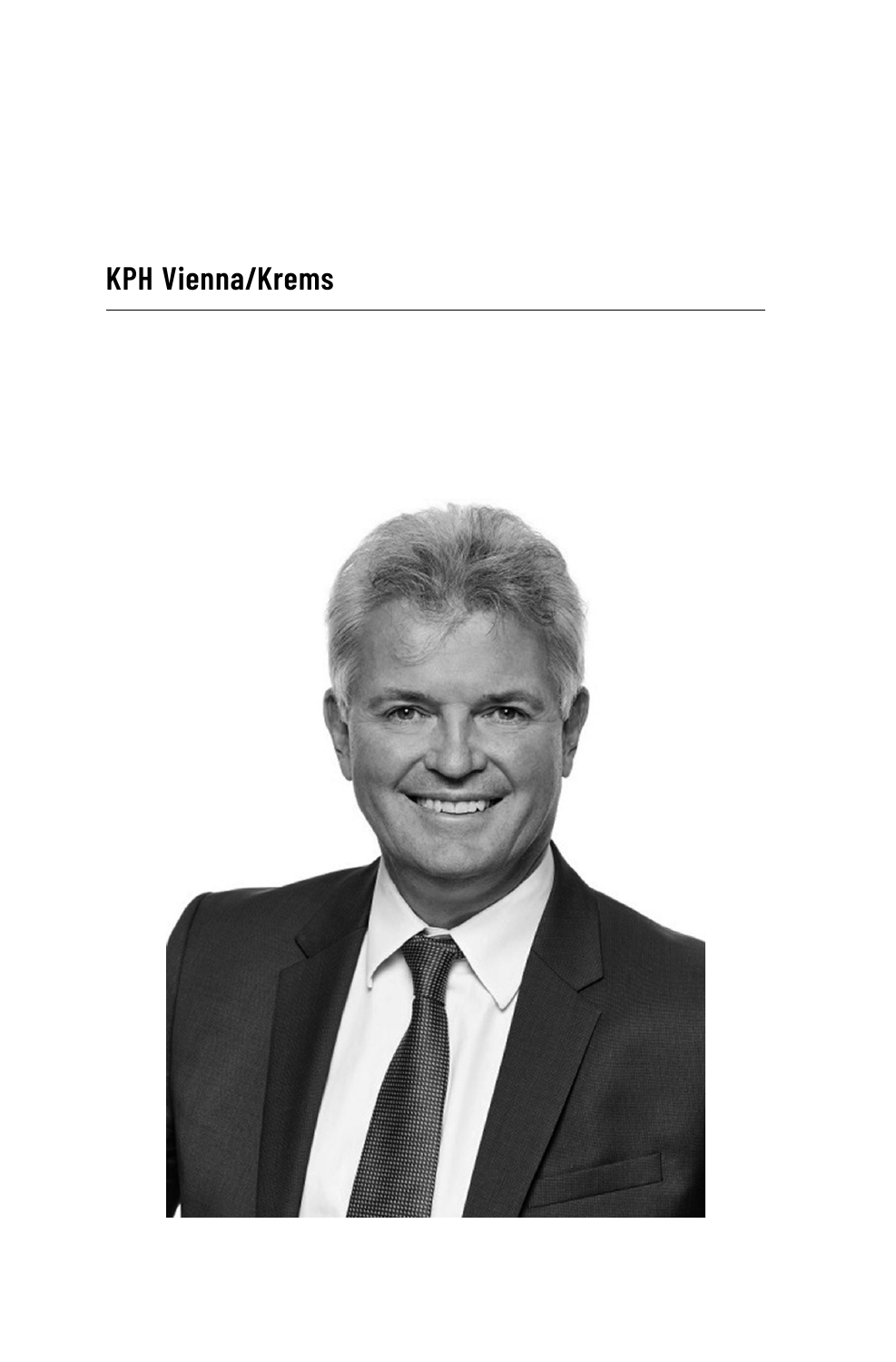## KPH Vienna/Krems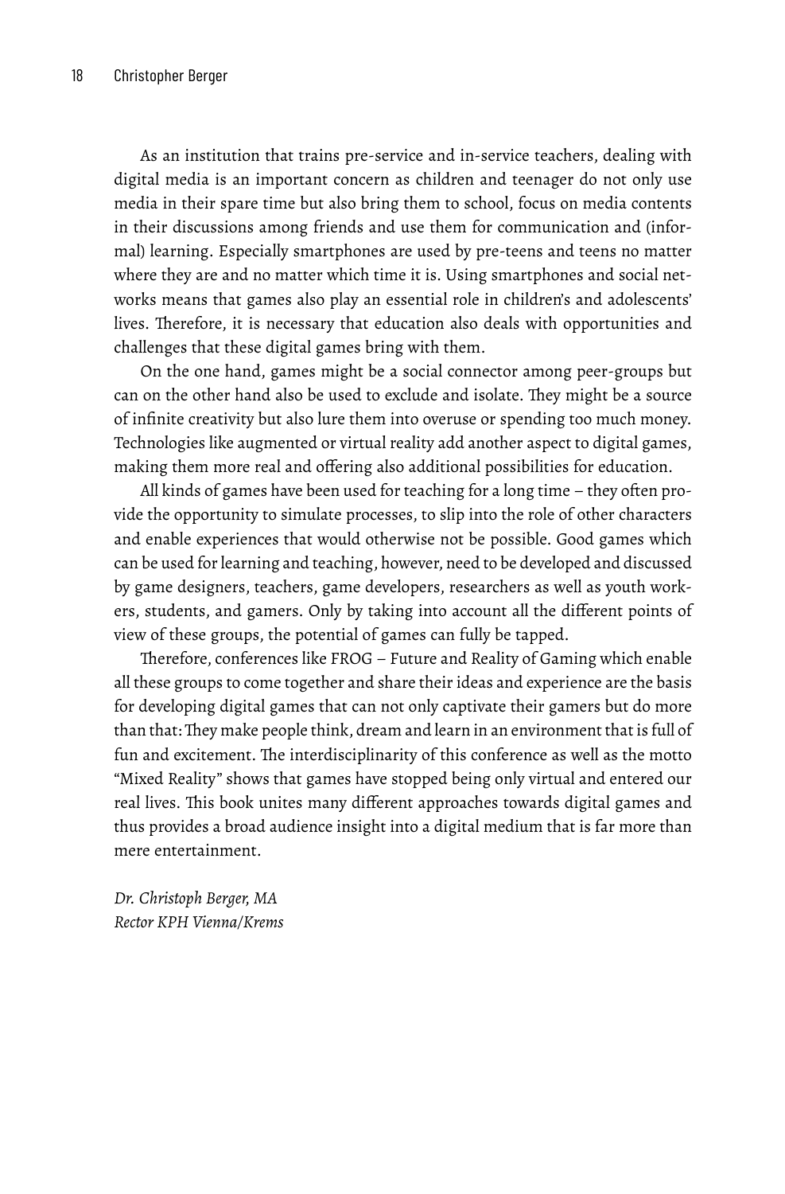As an institution that trains pre-service and in-service teachers, dealing with digital media is an important concern as children and teenager do not only use media in their spare time but also bring them to school, focus on media contents in their discussions among friends and use them for communication and (informal) learning. Especially smartphones are used by pre-teens and teens no matter where they are and no matter which time it is. Using smartphones and social networks means that games also play an essential role in children's and adolescents' lives. Therefore, it is necessary that education also deals with opportunities and challenges that these digital games bring with them.

On the one hand, games might be a social connector among peer-groups but can on the other hand also be used to exclude and isolate. They might be a source of infinite creativity but also lure them into overuse or spending too much money. Technologies like augmented or virtual reality add another aspect to digital games, making them more real and offering also additional possibilities for education.

All kinds of games have been used for teaching for a long time – they often provide the opportunity to simulate processes, to slip into the role of other characters and enable experiences that would otherwise not be possible. Good games which can be used for learning and teaching, however, need to be developed and discussed by game designers, teachers, game developers, researchers as well as youth workers, students, and gamers. Only by taking into account all the different points of view of these groups, the potential of games can fully be tapped.

Therefore, conferences like FROG – Future and Reality of Gaming which enable all these groups to come together and share their ideas and experience are the basis for developing digital games that can not only captivate their gamers but do more than that: They make people think, dream and learn in an environment that is full of fun and excitement. The interdisciplinarity of this conference as well as the motto "Mixed Reality" shows that games have stopped being only virtual and entered our real lives. This book unites many different approaches towards digital games and thus provides a broad audience insight into a digital medium that is far more than mere entertainment.

*Dr. Christoph Berger, MA*
*Rector KPH Vienna/Krems*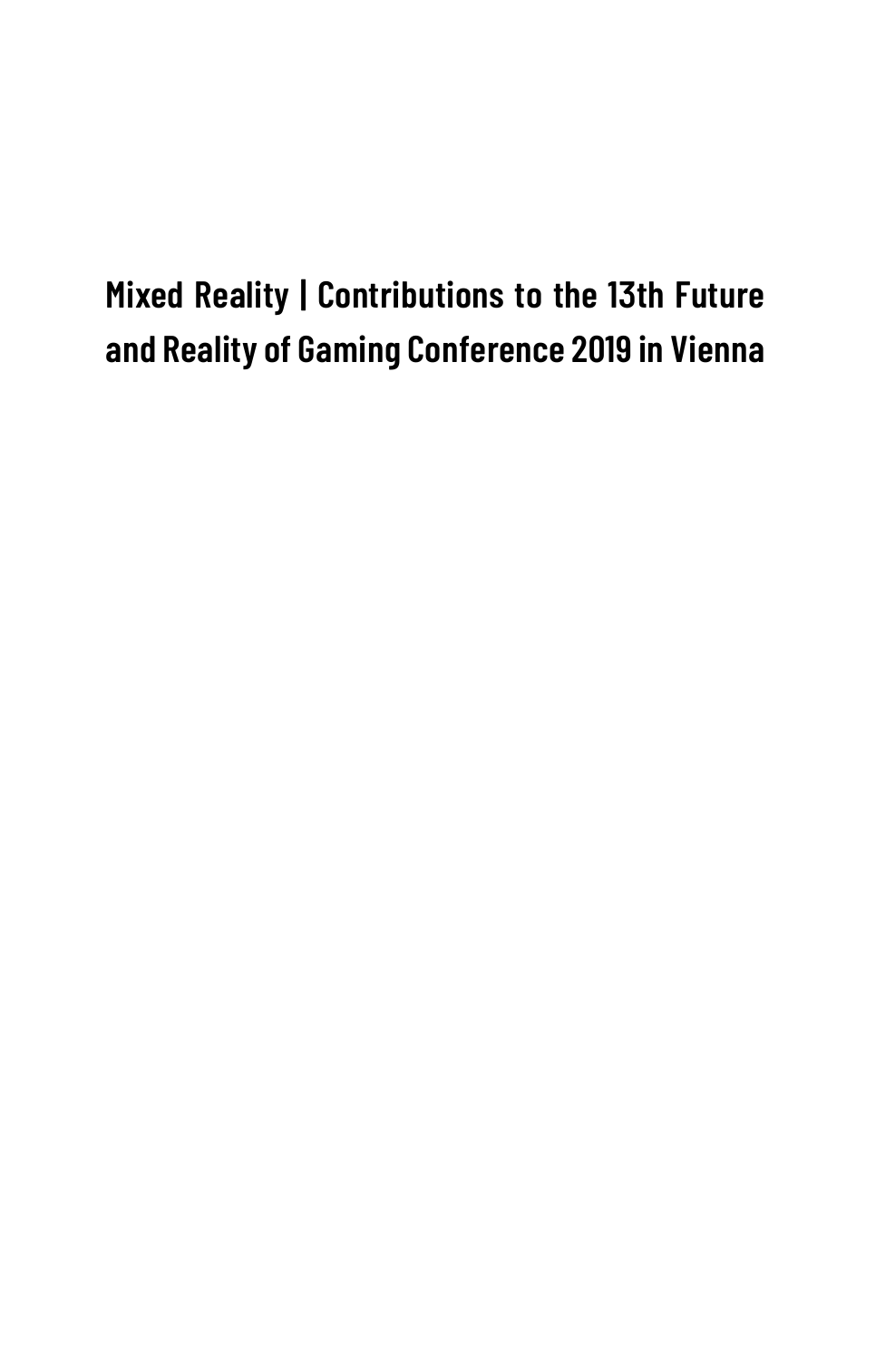# Mixed Reality | Contributions to the 13th Future and Reality of Gaming Conference 2019 in Vienna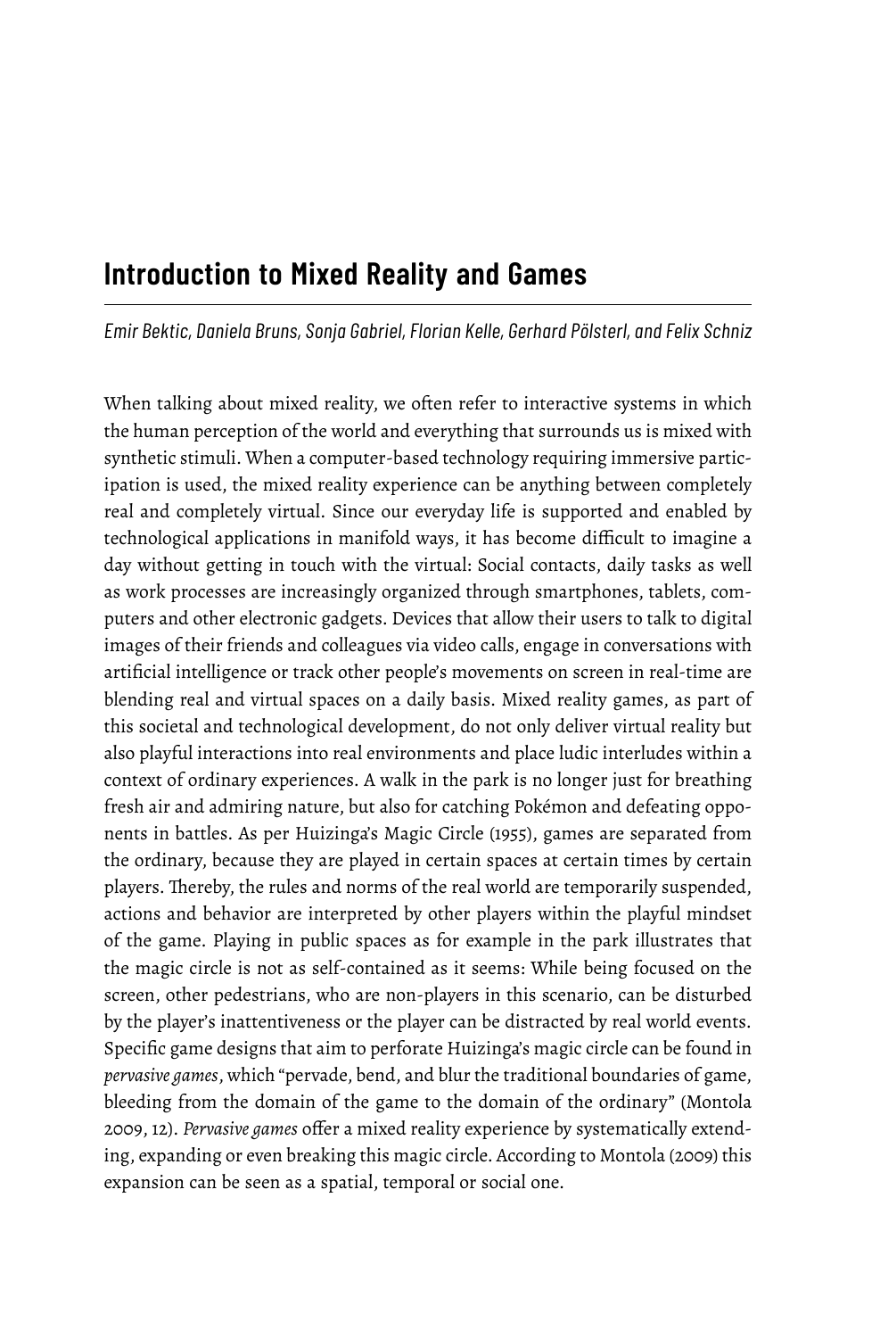# Introduction to Mixed Reality and Games

*Emir Bektic, Daniela Bruns, Sonja Gabriel, Florian Kelle, Gerhard Pölsterl, and Felix Schniz*

When talking about mixed reality, we often refer to interactive systems in which the human perception of the world and everything that surrounds us is mixed with synthetic stimuli. When a computer-based technology requiring immersive participation is used, the mixed reality experience can be anything between completely real and completely virtual. Since our everyday life is supported and enabled by technological applications in manifold ways, it has become difficult to imagine a day without getting in touch with the virtual: Social contacts, daily tasks as well as work processes are increasingly organized through smartphones, tablets, computers and other electronic gadgets. Devices that allow their users to talk to digital images of their friends and colleagues via video calls, engage in conversations with artificial intelligence or track other people's movements on screen in real-time are blending real and virtual spaces on a daily basis. Mixed reality games, as part of this societal and technological development, do not only deliver virtual reality but also playful interactions into real environments and place ludic interludes within a context of ordinary experiences. A walk in the park is no longer just for breathing fresh air and admiring nature, but also for catching Pokémon and defeating opponents in battles. As per Huizinga's Magic Circle (1955), games are separated from the ordinary, because they are played in certain spaces at certain times by certain players. Thereby, the rules and norms of the real world are temporarily suspended, actions and behavior are interpreted by other players within the playful mindset of the game. Playing in public spaces as for example in the park illustrates that the magic circle is not as self-contained as it seems: While being focused on the screen, other pedestrians, who are non-players in this scenario, can be disturbed by the player's inattentiveness or the player can be distracted by real world events. Specific game designs that aim to perforate Huizinga's magic circle can be found in *pervasive games*, which "pervade, bend, and blur the traditional boundaries of game, bleeding from the domain of the game to the domain of the ordinary" (Montola 2009, 12). *Pervasive games* offer a mixed reality experience by systematically extending, expanding or even breaking this magic circle. According to Montola (2009) this expansion can be seen as a spatial, temporal or social one.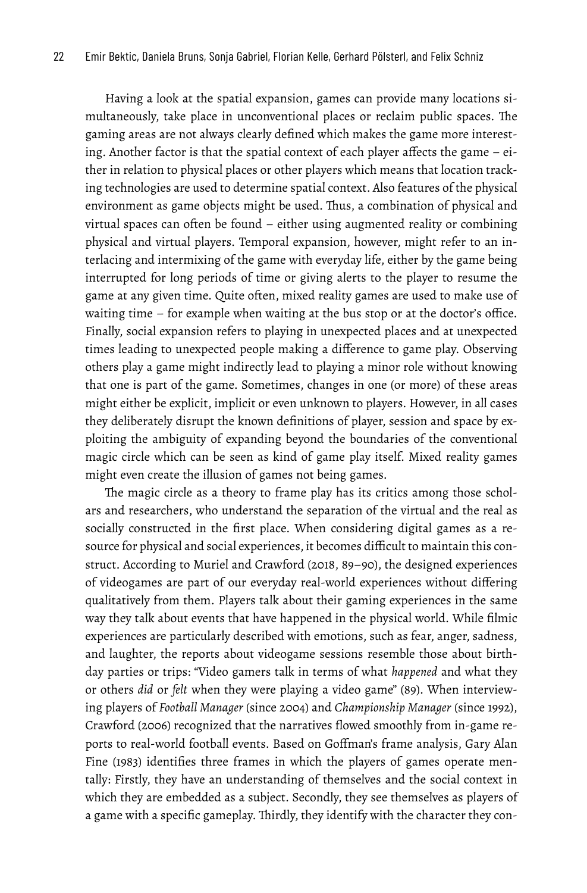Having a look at the spatial expansion, games can provide many locations simultaneously, take place in unconventional places or reclaim public spaces. The gaming areas are not always clearly defined which makes the game more interesting. Another factor is that the spatial context of each player affects the game – either in relation to physical places or other players which means that location tracking technologies are used to determine spatial context. Also features of the physical environment as game objects might be used. Thus, a combination of physical and virtual spaces can often be found – either using augmented reality or combining physical and virtual players. Temporal expansion, however, might refer to an interlacing and intermixing of the game with everyday life, either by the game being interrupted for long periods of time or giving alerts to the player to resume the game at any given time. Quite often, mixed reality games are used to make use of waiting time – for example when waiting at the bus stop or at the doctor's office. Finally, social expansion refers to playing in unexpected places and at unexpected times leading to unexpected people making a difference to game play. Observing others play a game might indirectly lead to playing a minor role without knowing that one is part of the game. Sometimes, changes in one (or more) of these areas might either be explicit, implicit or even unknown to players. However, in all cases they deliberately disrupt the known definitions of player, session and space by exploiting the ambiguity of expanding beyond the boundaries of the conventional magic circle which can be seen as kind of game play itself. Mixed reality games might even create the illusion of games not being games.

The magic circle as a theory to frame play has its critics among those scholars and researchers, who understand the separation of the virtual and the real as socially constructed in the first place. When considering digital games as a resource for physical and social experiences, it becomes difficult to maintain this construct. According to Muriel and Crawford (2018, 89–90), the designed experiences of videogames are part of our everyday real-world experiences without differing qualitatively from them. Players talk about their gaming experiences in the same way they talk about events that have happened in the physical world. While filmic experiences are particularly described with emotions, such as fear, anger, sadness, and laughter, the reports about videogame sessions resemble those about birthday parties or trips: "Video gamers talk in terms of what *happened* and what they or others *did* or *felt* when they were playing a video game" (89). When interviewing players of *Football Manager* (since 2004) and *Championship Manager* (since 1992), Crawford (2006) recognized that the narratives flowed smoothly from in-game reports to real-world football events. Based on Goffman's frame analysis, Gary Alan Fine (1983) identifies three frames in which the players of games operate mentally: Firstly, they have an understanding of themselves and the social context in which they are embedded as a subject. Secondly, they see themselves as players of a game with a specific gameplay. Thirdly, they identify with the character they con-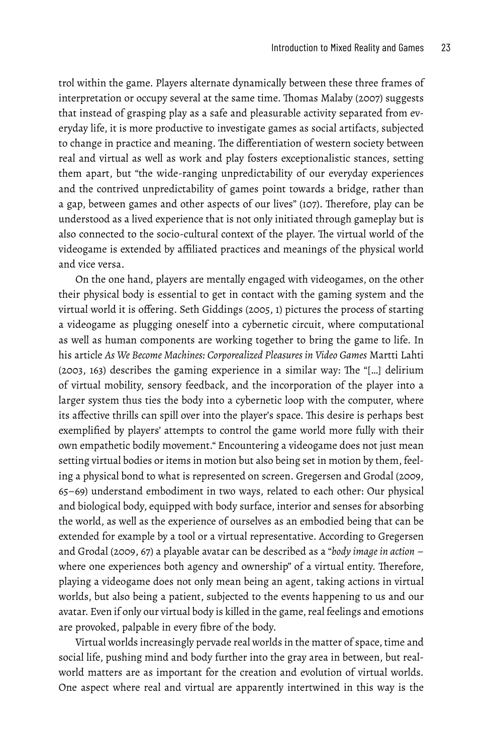trol within the game. Players alternate dynamically between these three frames of interpretation or occupy several at the same time. Thomas Malaby (2007) suggests that instead of grasping play as a safe and pleasurable activity separated from everyday life, it is more productive to investigate games as social artifacts, subjected to change in practice and meaning. The differentiation of western society between real and virtual as well as work and play fosters exceptionalistic stances, setting them apart, but "the wide-ranging unpredictability of our everyday experiences and the contrived unpredictability of games point towards a bridge, rather than a gap, between games and other aspects of our lives" (107). Therefore, play can be understood as a lived experience that is not only initiated through gameplay but is also connected to the socio-cultural context of the player. The virtual world of the videogame is extended by affiliated practices and meanings of the physical world and vice versa.

On the one hand, players are mentally engaged with videogames, on the other their physical body is essential to get in contact with the gaming system and the virtual world it is offering. Seth Giddings (2005, 1) pictures the process of starting a videogame as plugging oneself into a cybernetic circuit, where computational as well as human components are working together to bring the game to life. In his article *As We Become Machines: Corporealized Pleasures in Video Games* Martti Lahti (2003, 163) describes the gaming experience in a similar way: The "[…] delirium of virtual mobility, sensory feedback, and the incorporation of the player into a larger system thus ties the body into a cybernetic loop with the computer, where its affective thrills can spill over into the player's space. This desire is perhaps best exemplified by players' attempts to control the game world more fully with their own empathetic bodily movement." Encountering a videogame does not just mean setting virtual bodies or items in motion but also being set in motion by them, feeling a physical bond to what is represented on screen. Gregersen and Grodal (2009, 65–69) understand embodiment in two ways, related to each other: Our physical and biological body, equipped with body surface, interior and senses for absorbing the world, as well as the experience of ourselves as an embodied being that can be extended for example by a tool or a virtual representative. According to Gregersen and Grodal (2009, 67) a playable avatar can be described as a "*body image in action* – where one experiences both agency and ownership" of a virtual entity. Therefore, playing a videogame does not only mean being an agent, taking actions in virtual worlds, but also being a patient, subjected to the events happening to us and our avatar. Even if only our virtual body is killed in the game, real feelings and emotions are provoked, palpable in every fibre of the body.

Virtual worlds increasingly pervade real worlds in the matter of space, time and social life, pushing mind and body further into the gray area in between, but real-world matters are as important for the creation and evolution of virtual worlds. One aspect where real and virtual are apparently intertwined in this way is the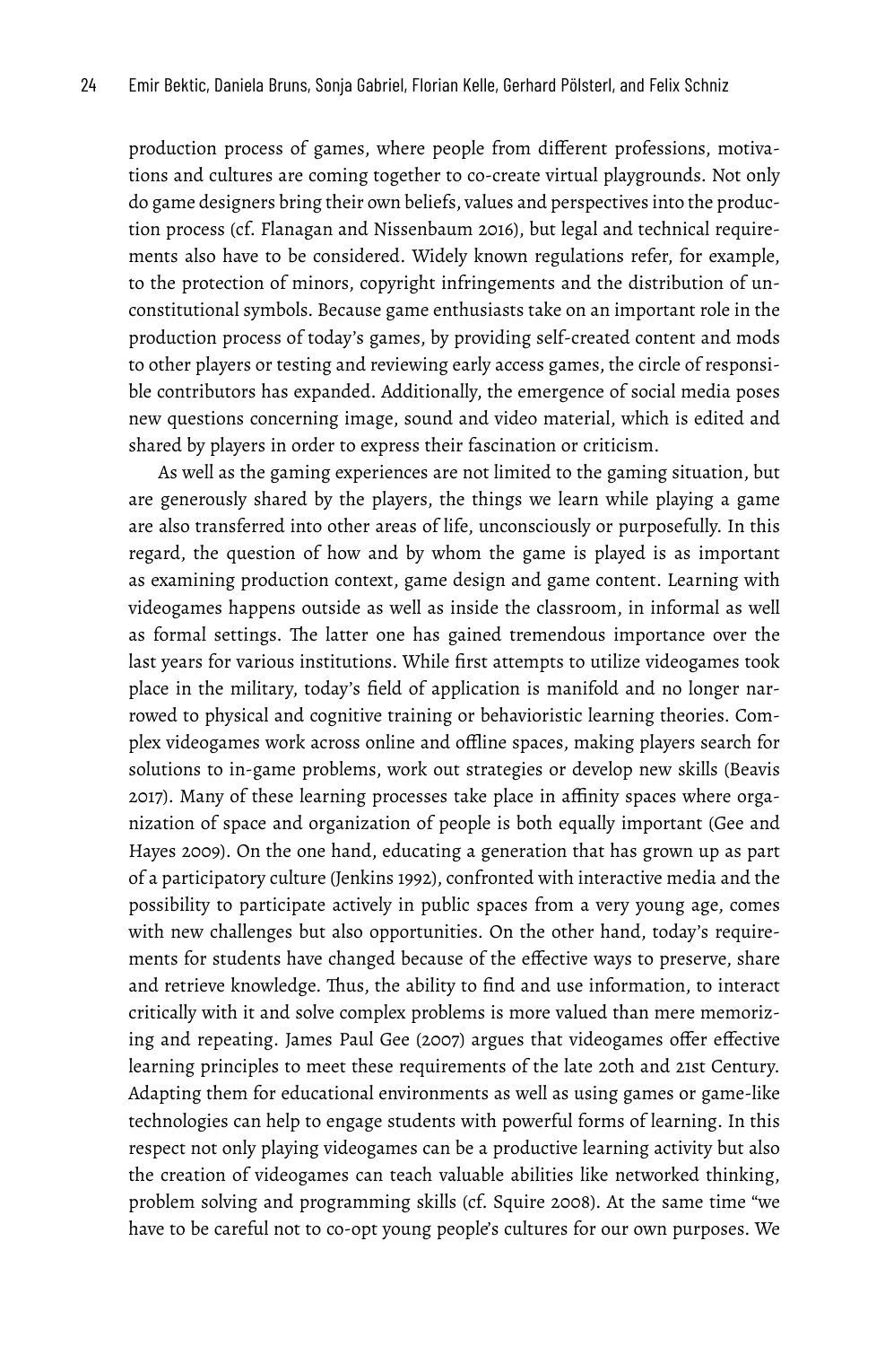production process of games, where people from different professions, motivations and cultures are coming together to co-create virtual playgrounds. Not only do game designers bring their own beliefs, values and perspectives into the production process (cf. Flanagan and Nissenbaum 2016), but legal and technical requirements also have to be considered. Widely known regulations refer, for example, to the protection of minors, copyright infringements and the distribution of unconstitutional symbols. Because game enthusiasts take on an important role in the production process of today's games, by providing self-created content and mods to other players or testing and reviewing early access games, the circle of responsible contributors has expanded. Additionally, the emergence of social media poses new questions concerning image, sound and video material, which is edited and shared by players in order to express their fascination or criticism.

As well as the gaming experiences are not limited to the gaming situation, but are generously shared by the players, the things we learn while playing a game are also transferred into other areas of life, unconsciously or purposefully. In this regard, the question of how and by whom the game is played is as important as examining production context, game design and game content. Learning with videogames happens outside as well as inside the classroom, in informal as well as formal settings. The latter one has gained tremendous importance over the last years for various institutions. While first attempts to utilize videogames took place in the military, today's field of application is manifold and no longer narrowed to physical and cognitive training or behavioristic learning theories. Complex videogames work across online and offline spaces, making players search for solutions to in-game problems, work out strategies or develop new skills (Beavis 2017). Many of these learning processes take place in affinity spaces where organization of space and organization of people is both equally important (Gee and Hayes 2009). On the one hand, educating a generation that has grown up as part of a participatory culture (Jenkins 1992), confronted with interactive media and the possibility to participate actively in public spaces from a very young age, comes with new challenges but also opportunities. On the other hand, today's requirements for students have changed because of the effective ways to preserve, share and retrieve knowledge. Thus, the ability to find and use information, to interact critically with it and solve complex problems is more valued than mere memorizing and repeating. James Paul Gee (2007) argues that videogames offer effective learning principles to meet these requirements of the late 20th and 21st Century. Adapting them for educational environments as well as using games or game-like technologies can help to engage students with powerful forms of learning. In this respect not only playing videogames can be a productive learning activity but also the creation of videogames can teach valuable abilities like networked thinking, problem solving and programming skills (cf. Squire 2008). At the same time "we have to be careful not to co-opt young people's cultures for our own purposes. We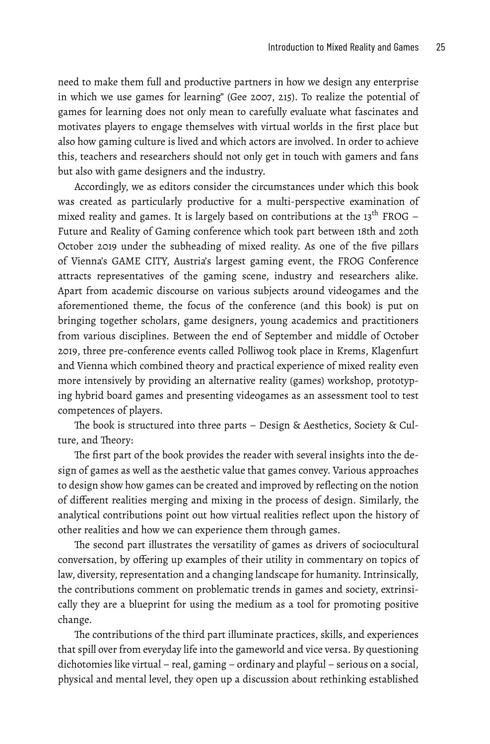need to make them full and productive partners in how we design any enterprise in which we use games for learning" (Gee 2007, 215). To realize the potential of games for learning does not only mean to carefully evaluate what fascinates and motivates players to engage themselves with virtual worlds in the first place but also how gaming culture is lived and which actors are involved. In order to achieve this, teachers and researchers should not only get in touch with gamers and fans but also with game designers and the industry.

Accordingly, we as editors consider the circumstances under which this book was created as particularly productive for a multi-perspective examination of mixed reality and games. It is largely based on contributions at the 13th FROG – Future and Reality of Gaming conference which took part between 18th and 20th October 2019 under the subheading of mixed reality. As one of the five pillars of Vienna's GAME CITY, Austria's largest gaming event, the FROG Conference attracts representatives of the gaming scene, industry and researchers alike. Apart from academic discourse on various subjects around videogames and the aforementioned theme, the focus of the conference (and this book) is put on bringing together scholars, game designers, young academics and practitioners from various disciplines. Between the end of September and middle of October 2019, three pre-conference events called Polliwog took place in Krems, Klagenfurt and Vienna which combined theory and practical experience of mixed reality even more intensively by providing an alternative reality (games) workshop, prototyping hybrid board games and presenting videogames as an assessment tool to test competences of players.

The book is structured into three parts – Design & Aesthetics, Society & Culture, and Theory:

The first part of the book provides the reader with several insights into the design of games as well as the aesthetic value that games convey. Various approaches to design show how games can be created and improved by reflecting on the notion of different realities merging and mixing in the process of design. Similarly, the analytical contributions point out how virtual realities reflect upon the history of other realities and how we can experience them through games.

The second part illustrates the versatility of games as drivers of sociocultural conversation, by offering up examples of their utility in commentary on topics of law, diversity, representation and a changing landscape for humanity. Intrinsically, the contributions comment on problematic trends in games and society, extrinsically they are a blueprint for using the medium as a tool for promoting positive change.

The contributions of the third part illuminate practices, skills, and experiences that spill over from everyday life into the gameworld and vice versa. By questioning dichotomies like virtual – real, gaming – ordinary and playful – serious on a social, physical and mental level, they open up a discussion about rethinking established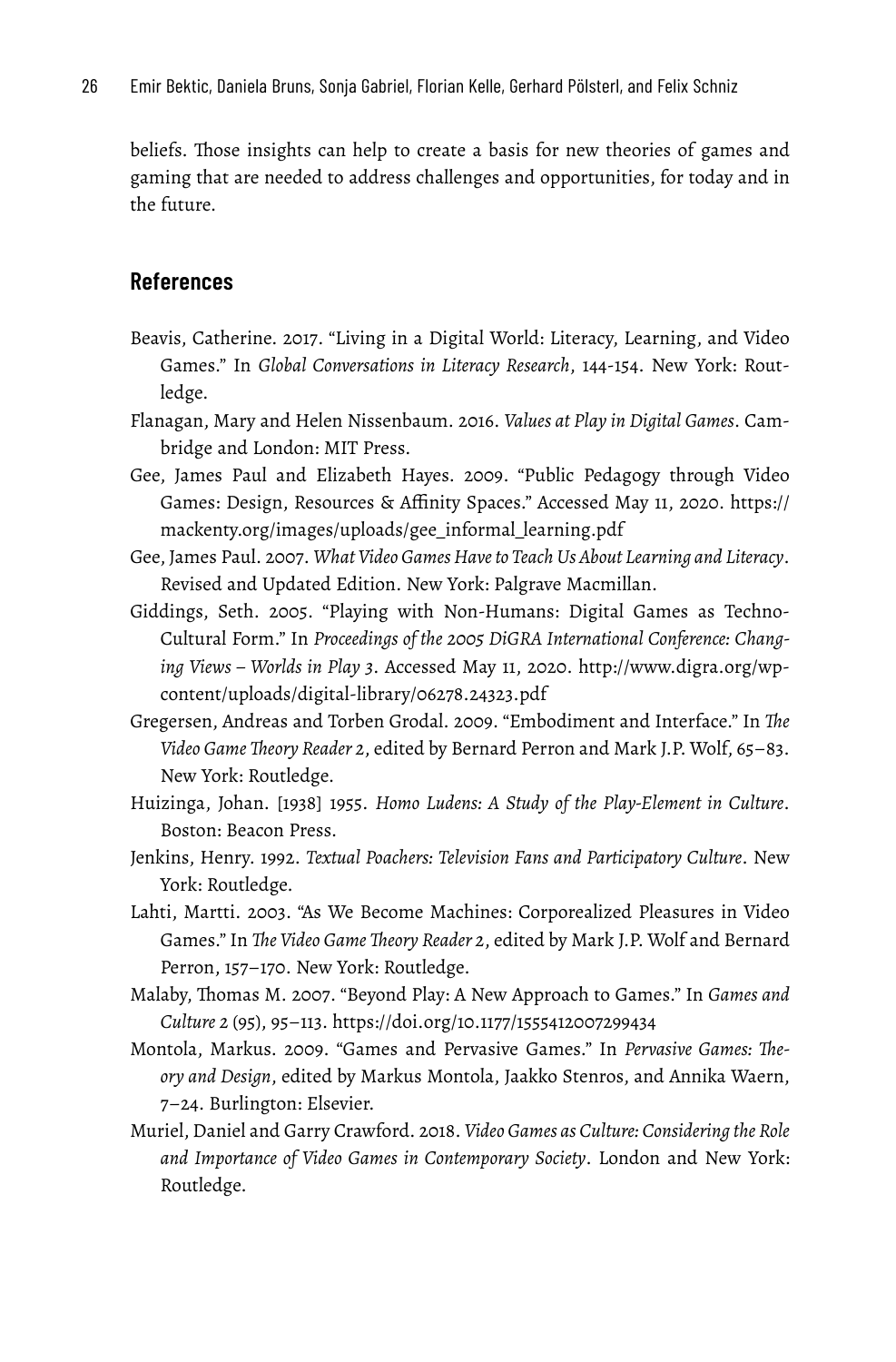beliefs. Those insights can help to create a basis for new theories of games and gaming that are needed to address challenges and opportunities, for today and in the future.

## References

Beavis, Catherine. 2017. "Living in a Digital World: Literacy, Learning, and Video Games." In *Global Conversations in Literacy Research*, 144-154. New York: Routledge.

Flanagan, Mary and Helen Nissenbaum. 2016. *Values at Play in Digital Games*. Cambridge and London: MIT Press.

Gee, James Paul and Elizabeth Hayes. 2009. "Public Pedagogy through Video Games: Design, Resources & Affinity Spaces." Accessed May 11, 2020. https://mackenty.org/images/uploads/gee_informal_learning.pdf

Gee, James Paul. 2007. *What Video Games Have to Teach Us About Learning and Literacy*. Revised and Updated Edition. New York: Palgrave Macmillan.

Giddings, Seth. 2005. "Playing with Non-Humans: Digital Games as Techno-Cultural Form." In *Proceedings of the 2005 DiGRA International Conference: Changing Views – Worlds in Play 3*. Accessed May 11, 2020. http://www.digra.org/wp-content/uploads/digital-library/06278.24323.pdf

Gregersen, Andreas and Torben Grodal. 2009. "Embodiment and Interface." In *The Video Game Theory Reader 2*, edited by Bernard Perron and Mark J.P. Wolf, 65–83. New York: Routledge.

Huizinga, Johan. [1938] 1955. *Homo Ludens: A Study of the Play-Element in Culture*. Boston: Beacon Press.

Jenkins, Henry. 1992. *Textual Poachers: Television Fans and Participatory Culture*. New York: Routledge.

Lahti, Martti. 2003. "As We Become Machines: Corporealized Pleasures in Video Games." In *The Video Game Theory Reader 2*, edited by Mark J.P. Wolf and Bernard Perron, 157–170. New York: Routledge.

Malaby, Thomas M. 2007. "Beyond Play: A New Approach to Games." In *Games and Culture 2* (95), 95–113. https://doi.org/10.1177/1555412007299434

Montola, Markus. 2009. "Games and Pervasive Games." In *Pervasive Games: Theory and Design*, edited by Markus Montola, Jaakko Stenros, and Annika Waern, 7–24. Burlington: Elsevier.

Muriel, Daniel and Garry Crawford. 2018. *Video Games as Culture: Considering the Role and Importance of Video Games in Contemporary Society*. London and New York: Routledge.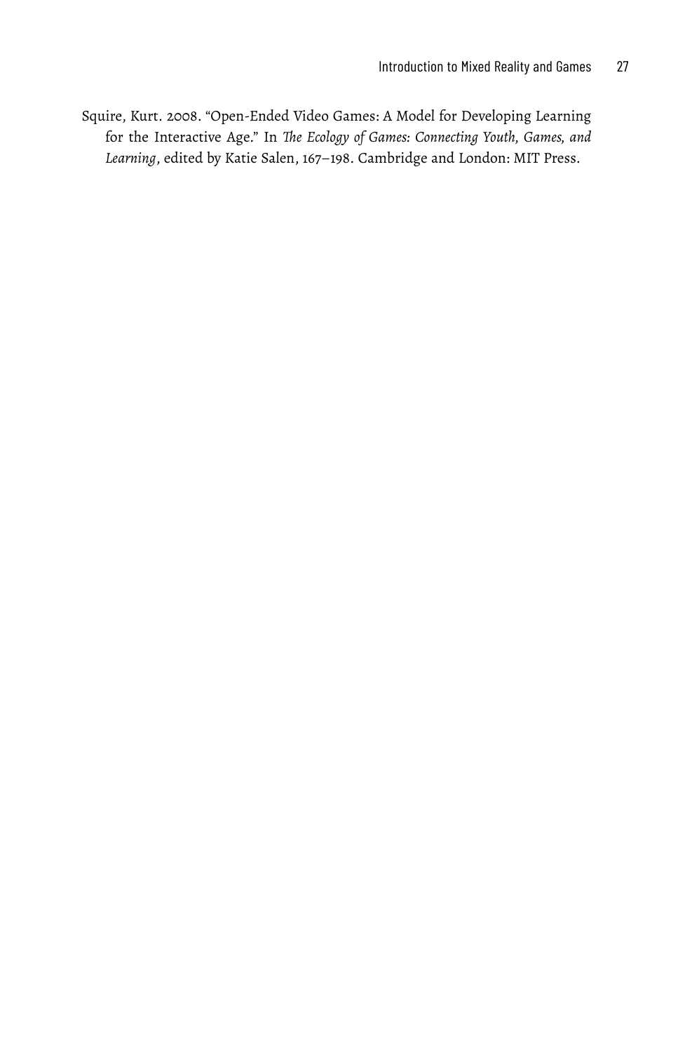Squire, Kurt. 2008. "Open-Ended Video Games: A Model for Developing Learning for the Interactive Age." In *The Ecology of Games: Connecting Youth, Games, and Learning*, edited by Katie Salen, 167–198. Cambridge and London: MIT Press.